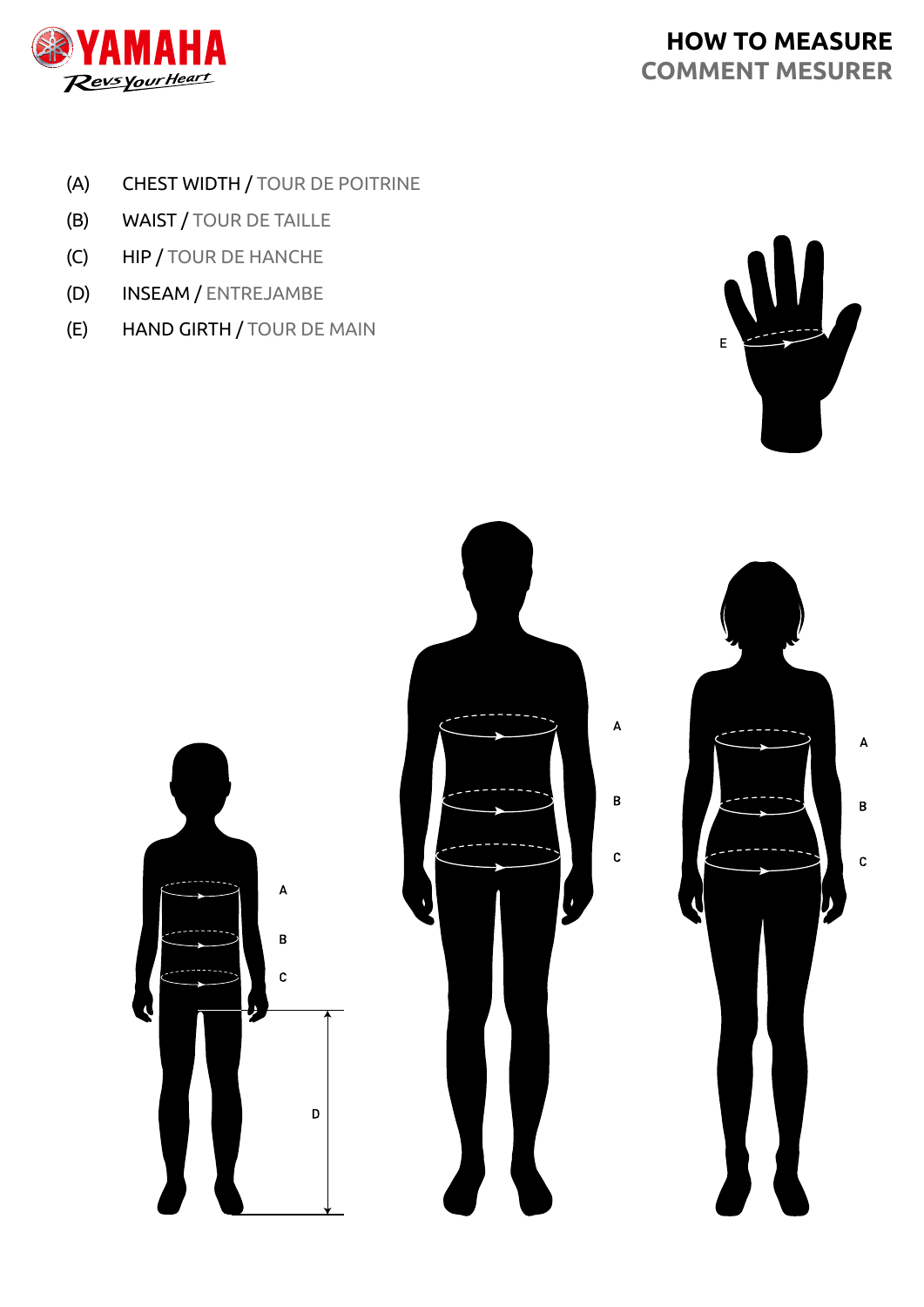# HOW TO MEASURE
## COMMENT MESURER

- (A) CHEST WIDTH / TOUR DE POITRINE
- (B) WAIST / TOUR DE TAILLE
- (C) HIP / TOUR DE HANCHE
- (D) INSEAM / ENTREJAMBE
- (E) HAND GIRTH / TOUR DE MAIN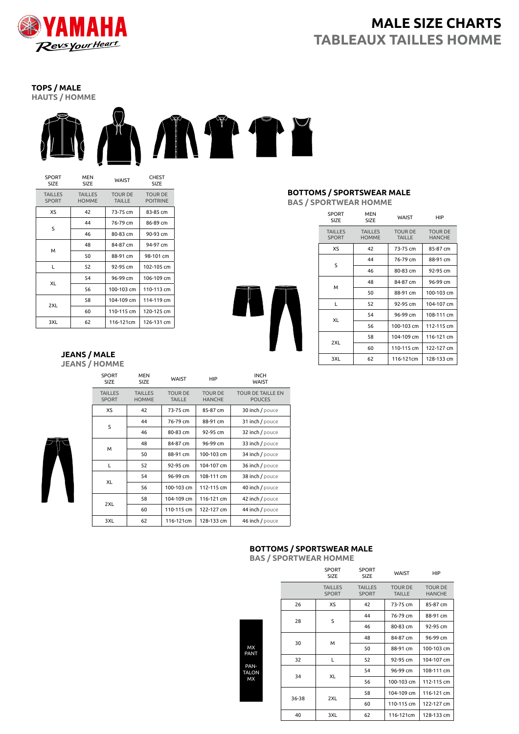# MALE SIZE CHARTS
# TABLEAUX TAILLES HOMME

## TOPS / MALE
## HAUTS / HOMME

| SPORT SIZE | MEN SIZE | WAIST | CHEST SIZE |
|---|---|---|---|
| TAILLES SPORT | TAILLES HOMME | TOUR DE TAILLE | TOUR DE POITRINE |
| XS | 42 | 73-75 cm | 83-85 cm |
| S | 44 | 76-79 cm | 86-89 cm |
| | 46 | 80-83 cm | 90-93 cm |
| M | 48 | 84-87 cm | 94-97 cm |
| | 50 | 88-91 cm | 98-101 cm |
| L | 52 | 92-95 cm | 102-105 cm |
| XL | 54 | 96-99 cm | 106-109 cm |
| | 56 | 100-103 cm | 110-113 cm |
| 2XL | 58 | 104-109 cm | 114-119 cm |
| | 60 | 110-115 cm | 120-125 cm |
| 3XL | 62 | 116-121cm | 126-131 cm |

## BOTTOMS / SPORTSWEAR MALE
## BAS / SPORTWEAR HOMME

| SPORT SIZE | MEN SIZE | WAIST | HIP |
|---|---|---|---|
| TAILLES SPORT | TAILLES HOMME | TOUR DE TAILLE | TOUR DE HANCHE |
| XS | 42 | 73-75 cm | 85-87 cm |
| S | 44 | 76-79 cm | 88-91 cm |
| | 46 | 80-83 cm | 92-95 cm |
| M | 48 | 84-87 cm | 96-99 cm |
| | 50 | 88-91 cm | 100-103 cm |
| L | 52 | 92-95 cm | 104-107 cm |
| XL | 54 | 96-99 cm | 108-111 cm |
| | 56 | 100-103 cm | 112-115 cm |
| 2XL | 58 | 104-109 cm | 116-121 cm |
| | 60 | 110-115 cm | 122-127 cm |
| 3XL | 62 | 116-121cm | 128-133 cm |

## JEANS / MALE
## JEANS / HOMME

| SPORT SIZE | MEN SIZE | WAIST | HIP | INCH WAIST |
|---|---|---|---|---|
| TAILLES SPORT | TAILLES HOMME | TOUR DE TAILLE | TOUR DE HANCHE | TOUR DE TAILLE EN POUCES |
| XS | 42 | 73-75 cm | 85-87 cm | 30 inch / pouce |
| S | 44 | 76-79 cm | 88-91 cm | 31 inch / pouce |
| | 46 | 80-83 cm | 92-95 cm | 32 inch / pouce |
| M | 48 | 84-87 cm | 96-99 cm | 33 inch / pouce |
| | 50 | 88-91 cm | 100-103 cm | 34 inch / pouce |
| L | 52 | 92-95 cm | 104-107 cm | 36 inch / pouce |
| XL | 54 | 96-99 cm | 108-111 cm | 38 inch / pouce |
| | 56 | 100-103 cm | 112-115 cm | 40 inch / pouce |
| 2XL | 58 | 104-109 cm | 116-121 cm | 42 inch / pouce |
| | 60 | 110-115 cm | 122-127 cm | 44 inch / pouce |
| 3XL | 62 | 116-121cm | 128-133 cm | 46 inch / pouce |

## BOTTOMS / SPORTSWEAR MALE
## BAS / SPORTWEAR HOMME

MX PANT

PANTALON MX

| | SPORT SIZE | SPORT SIZE | WAIST | HIP |
|---|---|---|---|---|
| | TAILLES SPORT | TAILLES SPORT | TOUR DE TAILLE | TOUR DE HANCHE |
| 26 | XS | 42 | 73-75 cm | 85-87 cm |
| 28 | S | 44 | 76-79 cm | 88-91 cm |
| | | 46 | 80-83 cm | 92-95 cm |
| 30 | M | 48 | 84-87 cm | 96-99 cm |
| | | 50 | 88-91 cm | 100-103 cm |
| 32 | L | 52 | 92-95 cm | 104-107 cm |
| 34 | XL | 54 | 96-99 cm | 108-111 cm |
| | | 56 | 100-103 cm | 112-115 cm |
| 36-38 | 2XL | 58 | 104-109 cm | 116-121 cm |
| | | 60 | 110-115 cm | 122-127 cm |
| 40 | 3XL | 62 | 116-121cm | 128-133 cm |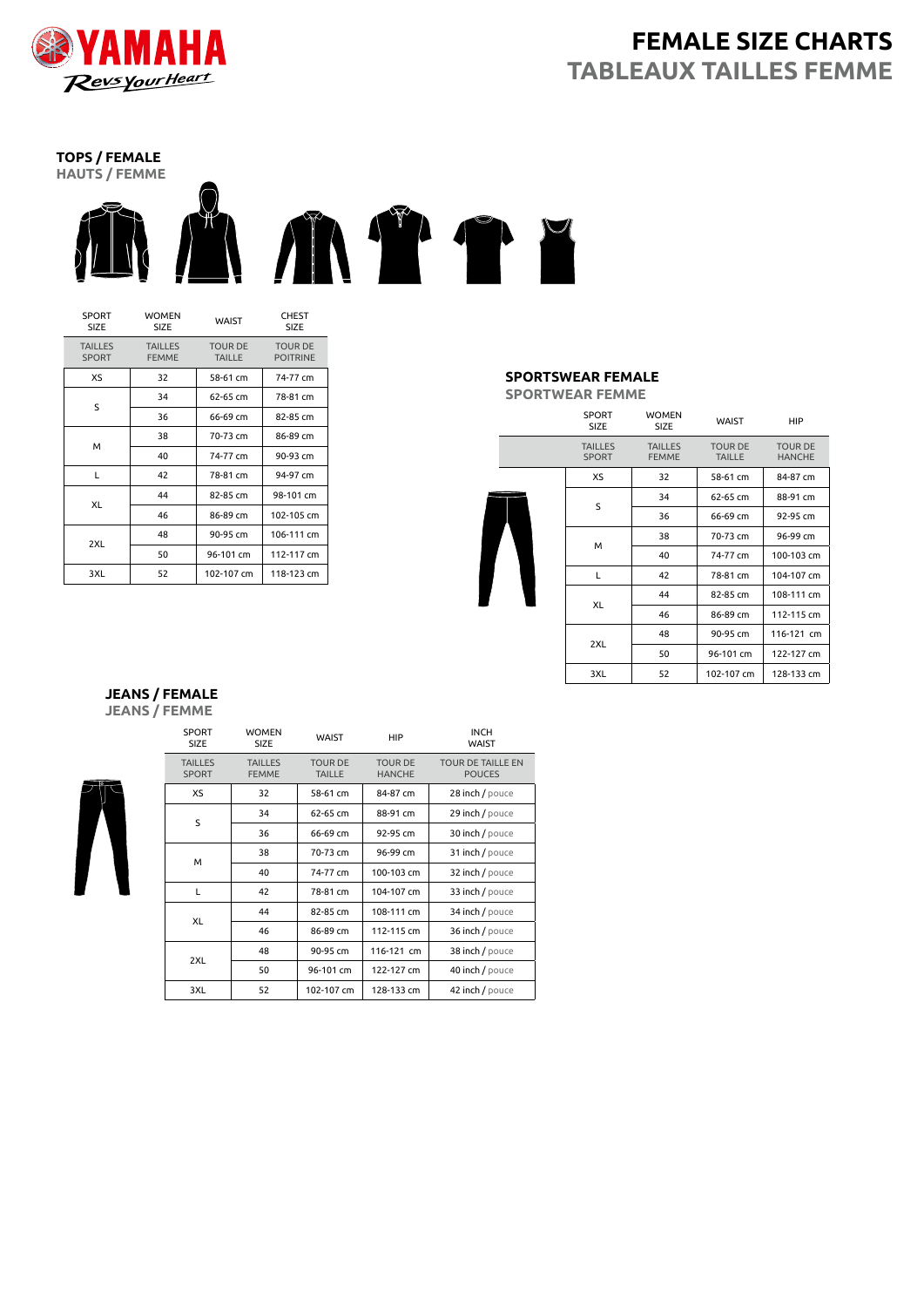# FEMALE SIZE CHARTS
## TABLEAUX TAILLES FEMME

### TOPS / FEMALE
**HAUTS / FEMME**

| SPORT SIZE | WOMEN SIZE | WAIST | CHEST SIZE |
|---|---|---|---|
| TAILLES SPORT | TAILLES FEMME | TOUR DE TAILLE | TOUR DE POITRINE |
| XS | 32 | 58-61 cm | 74-77 cm |
| S | 34 | 62-65 cm | 78-81 cm |
| | 36 | 66-69 cm | 82-85 cm |
| M | 38 | 70-73 cm | 86-89 cm |
| | 40 | 74-77 cm | 90-93 cm |
| L | 42 | 78-81 cm | 94-97 cm |
| XL | 44 | 82-85 cm | 98-101 cm |
| | 46 | 86-89 cm | 102-105 cm |
| 2XL | 48 | 90-95 cm | 106-111 cm |
| | 50 | 96-101 cm | 112-117 cm |
| 3XL | 52 | 102-107 cm | 118-123 cm |

### SPORTSWEAR FEMALE
**SPORTWEAR FEMME**

| SPORT SIZE | WOMEN SIZE | WAIST | HIP |
|---|---|---|---|
| TAILLES SPORT | TAILLES FEMME | TOUR DE TAILLE | TOUR DE HANCHE |
| XS | 32 | 58-61 cm | 84-87 cm |
| S | 34 | 62-65 cm | 88-91 cm |
| | 36 | 66-69 cm | 92-95 cm |
| M | 38 | 70-73 cm | 96-99 cm |
| | 40 | 74-77 cm | 100-103 cm |
| L | 42 | 78-81 cm | 104-107 cm |
| XL | 44 | 82-85 cm | 108-111 cm |
| | 46 | 86-89 cm | 112-115 cm |
| 2XL | 48 | 90-95 cm | 116-121 cm |
| | 50 | 96-101 cm | 122-127 cm |
| 3XL | 52 | 102-107 cm | 128-133 cm |

### JEANS / FEMALE
**JEANS / FEMME**

| SPORT SIZE | WOMEN SIZE | WAIST | HIP | INCH WAIST |
|---|---|---|---|---|
| TAILLES SPORT | TAILLES FEMME | TOUR DE TAILLE | TOUR DE HANCHE | TOUR DE TAILLE EN POUCES |
| XS | 32 | 58-61 cm | 84-87 cm | 28 inch / pouce |
| S | 34 | 62-65 cm | 88-91 cm | 29 inch / pouce |
| | 36 | 66-69 cm | 92-95 cm | 30 inch / pouce |
| M | 38 | 70-73 cm | 96-99 cm | 31 inch / pouce |
| | 40 | 74-77 cm | 100-103 cm | 32 inch / pouce |
| L | 42 | 78-81 cm | 104-107 cm | 33 inch / pouce |
| XL | 44 | 82-85 cm | 108-111 cm | 34 inch / pouce |
| | 46 | 86-89 cm | 112-115 cm | 36 inch / pouce |
| 2XL | 48 | 90-95 cm | 116-121 cm | 38 inch / pouce |
| | 50 | 96-101 cm | 122-127 cm | 40 inch / pouce |
| 3XL | 52 | 102-107 cm | 128-133 cm | 42 inch / pouce |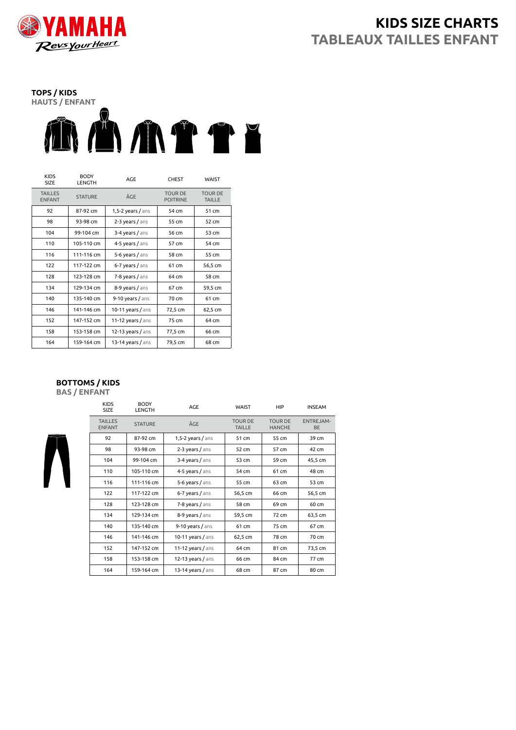# KIDS SIZE CHARTS
## TABLEAUX TAILLES ENFANT

### TOPS / KIDS
### HAUTS / ENFANT

| KIDS SIZE | BODY LENGTH | AGE | CHEST | WAIST |
|---|---|---|---|---|
| TAILLES ENFANT | STATURE | ÂGE | TOUR DE POITRINE | TOUR DE TAILLE |
| 92 | 87-92 cm | 1,5-2 years / ans | 54 cm | 51 cm |
| 98 | 93-98 cm | 2-3 years / ans | 55 cm | 52 cm |
| 104 | 99-104 cm | 3-4 years / ans | 56 cm | 53 cm |
| 110 | 105-110 cm | 4-5 years / ans | 57 cm | 54 cm |
| 116 | 111-116 cm | 5-6 years / ans | 58 cm | 55 cm |
| 122 | 117-122 cm | 6-7 years / ans | 61 cm | 56,5 cm |
| 128 | 123-128 cm | 7-8 years / ans | 64 cm | 58 cm |
| 134 | 129-134 cm | 8-9 years / ans | 67 cm | 59,5 cm |
| 140 | 135-140 cm | 9-10 years / ans | 70 cm | 61 cm |
| 146 | 141-146 cm | 10-11 years / ans | 72,5 cm | 62,5 cm |
| 152 | 147-152 cm | 11-12 years / ans | 75 cm | 64 cm |
| 158 | 153-158 cm | 12-13 years / ans | 77,5 cm | 66 cm |
| 164 | 159-164 cm | 13-14 years / ans | 79,5 cm | 68 cm |

### BOTTOMS / KIDS
### BAS / ENFANT

| KIDS SIZE | BODY LENGTH | AGE | WAIST | HIP | INSEAM |
|---|---|---|---|---|---|
| TAILLES ENFANT | STATURE | ÂGE | TOUR DE TAILLE | TOUR DE HANCHE | ENTREJAMBE |
| 92 | 87-92 cm | 1,5-2 years / ans | 51 cm | 55 cm | 39 cm |
| 98 | 93-98 cm | 2-3 years / ans | 52 cm | 57 cm | 42 cm |
| 104 | 99-104 cm | 3-4 years / ans | 53 cm | 59 cm | 45,5 cm |
| 110 | 105-110 cm | 4-5 years / ans | 54 cm | 61 cm | 48 cm |
| 116 | 111-116 cm | 5-6 years / ans | 55 cm | 63 cm | 53 cm |
| 122 | 117-122 cm | 6-7 years / ans | 56,5 cm | 66 cm | 56,5 cm |
| 128 | 123-128 cm | 7-8 years / ans | 58 cm | 69 cm | 60 cm |
| 134 | 129-134 cm | 8-9 years / ans | 59,5 cm | 72 cm | 63,5 cm |
| 140 | 135-140 cm | 9-10 years / ans | 61 cm | 75 cm | 67 cm |
| 146 | 141-146 cm | 10-11 years / ans | 62,5 cm | 78 cm | 70 cm |
| 152 | 147-152 cm | 11-12 years / ans | 64 cm | 81 cm | 73,5 cm |
| 158 | 153-158 cm | 12-13 years / ans | 66 cm | 84 cm | 77 cm |
| 164 | 159-164 cm | 13-14 years / ans | 68 cm | 87 cm | 80 cm |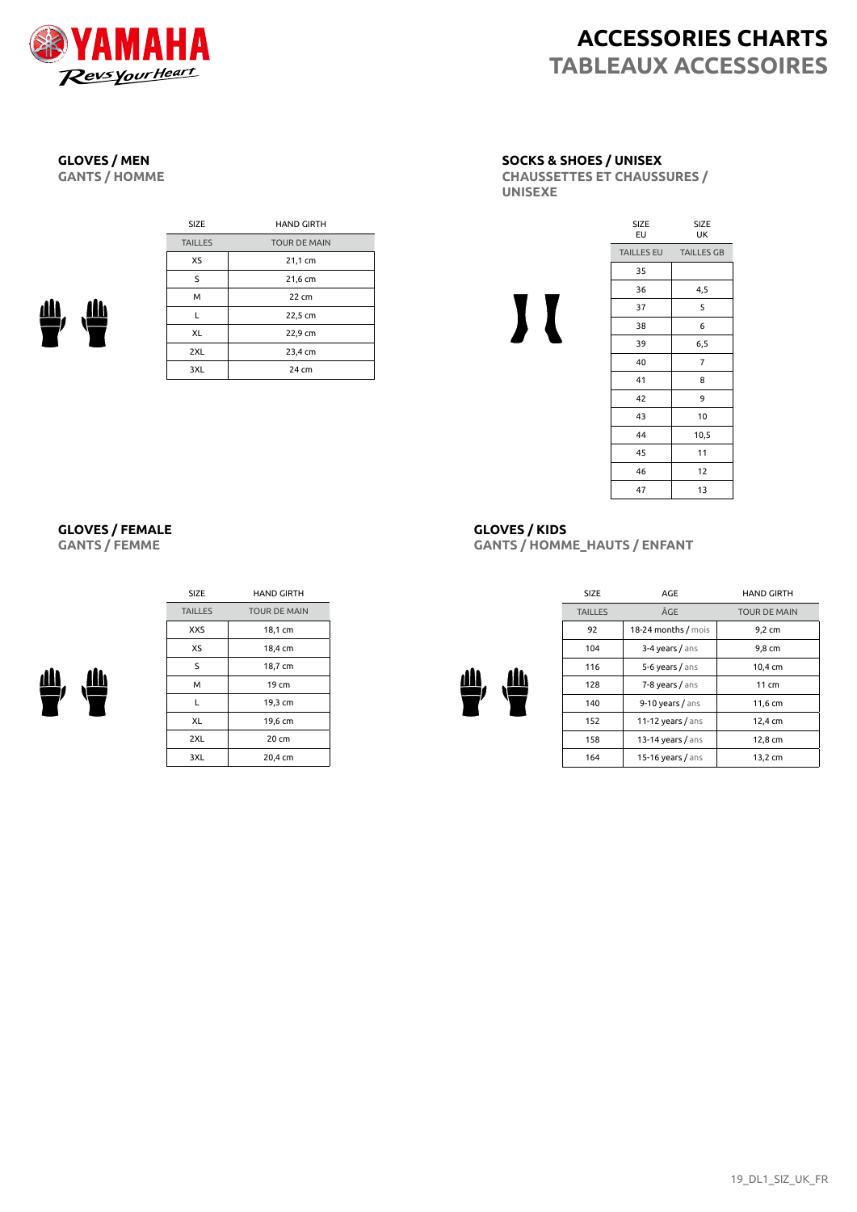# ACCESSORIES CHARTS
# TABLEAUX ACCESSOIRES

## GLOVES / MEN
## GANTS / HOMME

| SIZE | HAND GIRTH |
|---|---|
| TAILLES | TOUR DE MAIN |
| XS | 21,1 cm |
| S | 21,6 cm |
| M | 22 cm |
| L | 22,5 cm |
| XL | 22,9 cm |
| 2XL | 23,4 cm |
| 3XL | 24 cm |

## SOCKS & SHOES / UNISEX
## CHAUSSETTES ET CHAUSSURES / UNISEXE

| SIZE EU | SIZE UK |
|---|---|
| TAILLES EU | TAILLES GB |
| 35 | |
| 36 | 4,5 |
| 37 | 5 |
| 38 | 6 |
| 39 | 6,5 |
| 40 | 7 |
| 41 | 8 |
| 42 | 9 |
| 43 | 10 |
| 44 | 10,5 |
| 45 | 11 |
| 46 | 12 |
| 47 | 13 |

## GLOVES / FEMALE
## GANTS / FEMME

| SIZE | HAND GIRTH |
|---|---|
| TAILLES | TOUR DE MAIN |
| XXS | 18,1 cm |
| XS | 18,4 cm |
| S | 18,7 cm |
| M | 19 cm |
| L | 19,3 cm |
| XL | 19,6 cm |
| 2XL | 20 cm |
| 3XL | 20,4 cm |

## GLOVES / KIDS
## GANTS / HOMME_HAUTS / ENFANT

| SIZE | AGE | HAND GIRTH |
|---|---|---|
| TAILLES | ÂGE | TOUR DE MAIN |
| 92 | 18-24 months / mois | 9,2 cm |
| 104 | 3-4 years / ans | 9,8 cm |
| 116 | 5-6 years / ans | 10,4 cm |
| 128 | 7-8 years / ans | 11 cm |
| 140 | 9-10 years / ans | 11,6 cm |
| 152 | 11-12 years / ans | 12,4 cm |
| 158 | 13-14 years / ans | 12,8 cm |
| 164 | 15-16 years / ans | 13,2 cm |